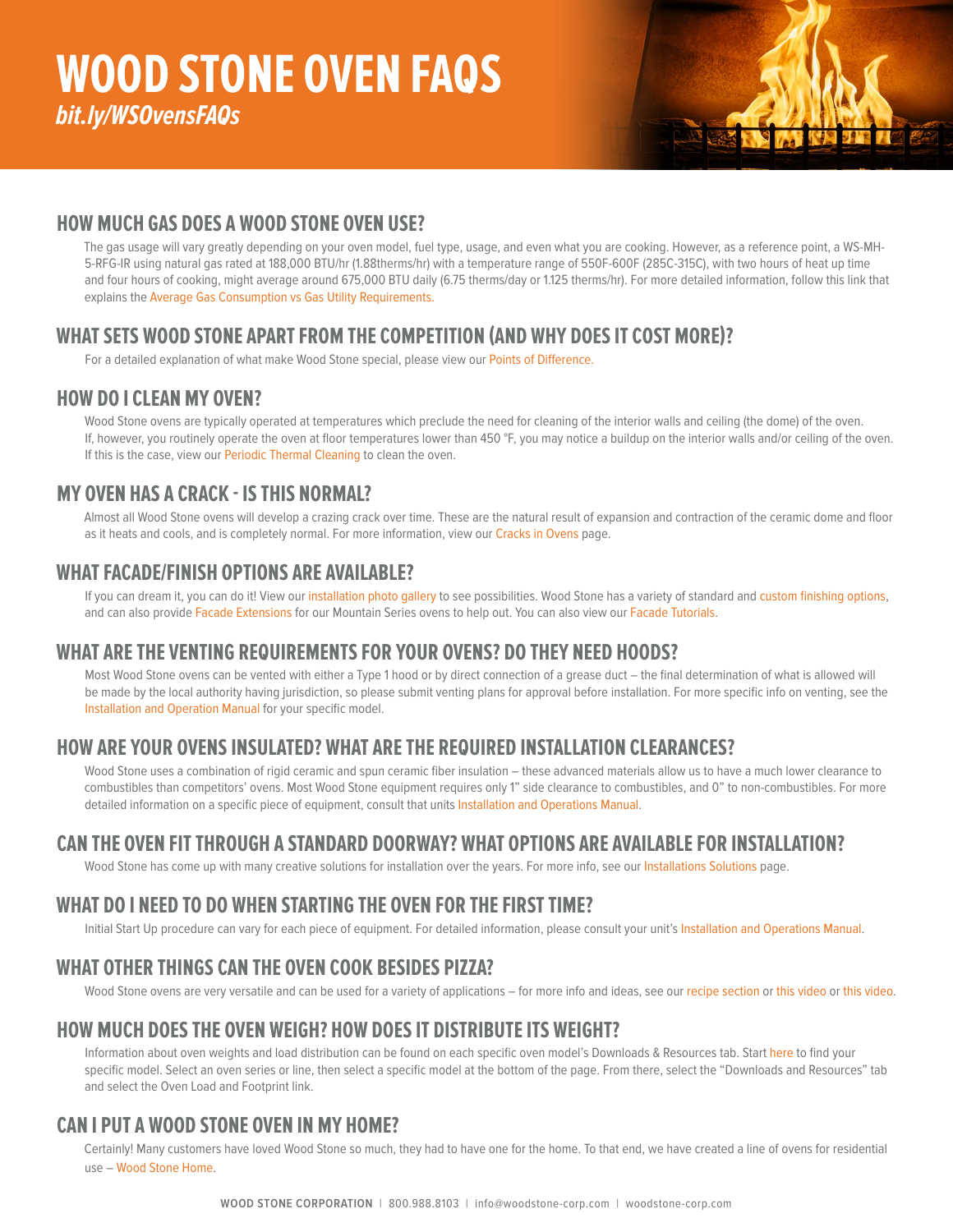# WOOD STONE OVEN FAQS

***bit.ly/WSOvensFAQs***

## HOW MUCH GAS DOES A WOOD STONE OVEN USE?

The gas usage will vary greatly depending on your oven model, fuel type, usage, and even what you are cooking. However, as a reference point, a WS-MH-5-RFG-IR using natural gas rated at 188,000 BTU/hr (1.88therms/hr) with a temperature range of 550F-600F (285C-315C), with two hours of heat up time and four hours of cooking, might average around 675,000 BTU daily (6.75 therms/day or 1.125 therms/hr). For more detailed information, follow this link that explains the Average Gas Consumption vs Gas Utility Requirements.

## WHAT SETS WOOD STONE APART FROM THE COMPETITION (AND WHY DOES IT COST MORE)?

For a detailed explanation of what make Wood Stone special, please view our Points of Difference.

## HOW DO I CLEAN MY OVEN?

Wood Stone ovens are typically operated at temperatures which preclude the need for cleaning of the interior walls and ceiling (the dome) of the oven. If, however, you routinely operate the oven at floor temperatures lower than 450 °F, you may notice a buildup on the interior walls and/or ceiling of the oven. If this is the case, view our Periodic Thermal Cleaning to clean the oven.

## MY OVEN HAS A CRACK - IS THIS NORMAL?

Almost all Wood Stone ovens will develop a crazing crack over time. These are the natural result of expansion and contraction of the ceramic dome and floor as it heats and cools, and is completely normal. For more information, view our Cracks in Ovens page.

## WHAT FACADE/FINISH OPTIONS ARE AVAILABLE?

If you can dream it, you can do it! View our installation photo gallery to see possibilities. Wood Stone has a variety of standard and custom finishing options, and can also provide Facade Extensions for our Mountain Series ovens to help out. You can also view our Facade Tutorials.

## WHAT ARE THE VENTING REQUIREMENTS FOR YOUR OVENS? DO THEY NEED HOODS?

Most Wood Stone ovens can be vented with either a Type 1 hood or by direct connection of a grease duct – the final determination of what is allowed will be made by the local authority having jurisdiction, so please submit venting plans for approval before installation. For more specific info on venting, see the Installation and Operation Manual for your specific model.

## HOW ARE YOUR OVENS INSULATED? WHAT ARE THE REQUIRED INSTALLATION CLEARANCES?

Wood Stone uses a combination of rigid ceramic and spun ceramic fiber insulation – these advanced materials allow us to have a much lower clearance to combustibles than competitors' ovens. Most Wood Stone equipment requires only 1" side clearance to combustibles, and 0" to non-combustibles. For more detailed information on a specific piece of equipment, consult that units Installation and Operations Manual.

## CAN THE OVEN FIT THROUGH A STANDARD DOORWAY? WHAT OPTIONS ARE AVAILABLE FOR INSTALLATION?

Wood Stone has come up with many creative solutions for installation over the years. For more info, see our Installations Solutions page.

## WHAT DO I NEED TO DO WHEN STARTING THE OVEN FOR THE FIRST TIME?

Initial Start Up procedure can vary for each piece of equipment. For detailed information, please consult your unit's Installation and Operations Manual.

## WHAT OTHER THINGS CAN THE OVEN COOK BESIDES PIZZA?

Wood Stone ovens are very versatile and can be used for a variety of applications – for more info and ideas, see our recipe section or this video or this video.

## HOW MUCH DOES THE OVEN WEIGH? HOW DOES IT DISTRIBUTE ITS WEIGHT?

Information about oven weights and load distribution can be found on each specific oven model's Downloads & Resources tab. Start here to find your specific model. Select an oven series or line, then select a specific model at the bottom of the page. From there, select the "Downloads and Resources" tab and select the Oven Load and Footprint link.

## CAN I PUT A WOOD STONE OVEN IN MY HOME?

Certainly! Many customers have loved Wood Stone so much, they had to have one for the home. To that end, we have created a line of ovens for residential use – Wood Stone Home.

**WOOD STONE CORPORATION** | 800.988.8103 | info@woodstone-corp.com | woodstone-corp.com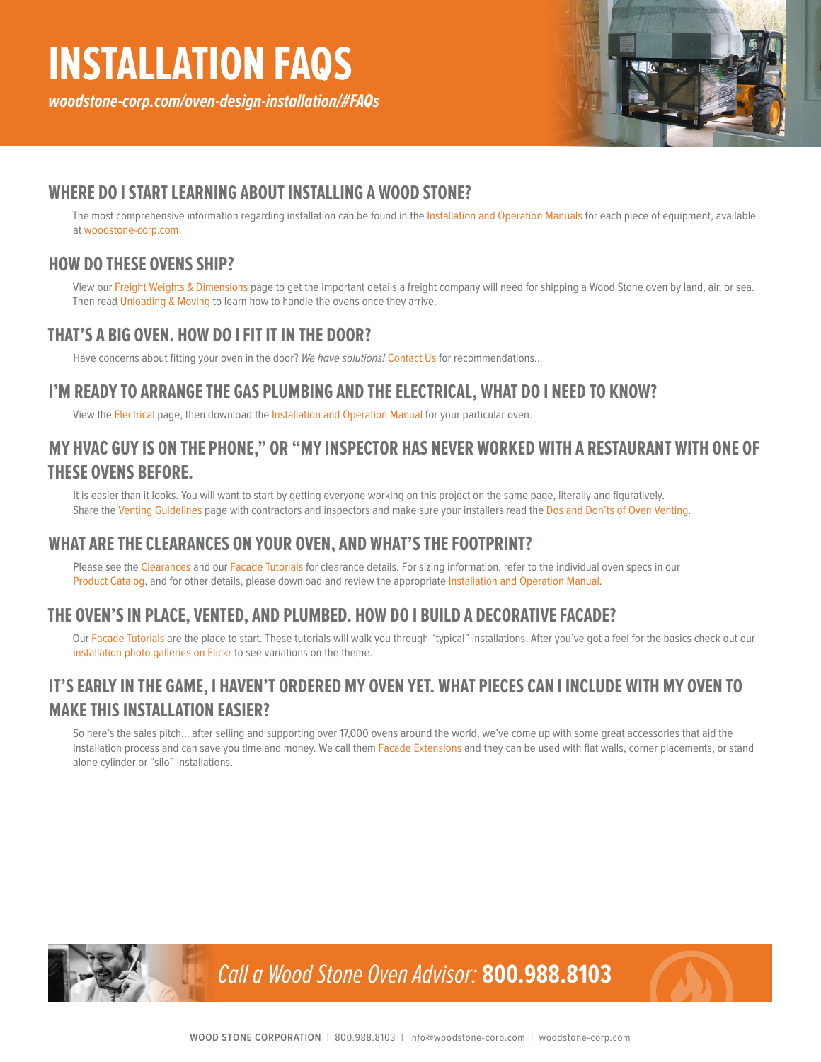# INSTALLATION FAQS

***woodstone-corp.com/oven-design-installation/#FAQs***

## WHERE DO I START LEARNING ABOUT INSTALLING A WOOD STONE?

The most comprehensive information regarding installation can be found in the Installation and Operation Manuals for each piece of equipment, available at woodstone-corp.com.

## HOW DO THESE OVENS SHIP?

View our Freight Weights & Dimensions page to get the important details a freight company will need for shipping a Wood Stone oven by land, air, or sea. Then read Unloading & Moving to learn how to handle the ovens once they arrive.

## THAT'S A BIG OVEN. HOW DO I FIT IT IN THE DOOR?

Have concerns about fitting your oven in the door? *We have solutions!* Contact Us for recommendations..

## I'M READY TO ARRANGE THE GAS PLUMBING AND THE ELECTRICAL, WHAT DO I NEED TO KNOW?

View the Electrical page, then download the Installation and Operation Manual for your particular oven.

## MY HVAC GUY IS ON THE PHONE," OR "MY INSPECTOR HAS NEVER WORKED WITH A RESTAURANT WITH ONE OF THESE OVENS BEFORE.

It is easier than it looks. You will want to start by getting everyone working on this project on the same page, literally and figuratively. Share the Venting Guidelines page with contractors and inspectors and make sure your installers read the Dos and Don'ts of Oven Venting.

## WHAT ARE THE CLEARANCES ON YOUR OVEN, AND WHAT'S THE FOOTPRINT?

Please see the Clearances and our Facade Tutorials for clearance details. For sizing information, refer to the individual oven specs in our Product Catalog, and for other details, please download and review the appropriate Installation and Operation Manual.

## THE OVEN'S IN PLACE, VENTED, AND PLUMBED. HOW DO I BUILD A DECORATIVE FACADE?

Our Facade Tutorials are the place to start. These tutorials will walk you through "typical" installations. After you've got a feel for the basics check out our installation photo galleries on Flickr to see variations on the theme.

## IT'S EARLY IN THE GAME, I HAVEN'T ORDERED MY OVEN YET. WHAT PIECES CAN I INCLUDE WITH MY OVEN TO MAKE THIS INSTALLATION EASIER?

So here's the sales pitch... after selling and supporting over 17,000 ovens around the world, we've come up with some great accessories that aid the installation process and can save you time and money. We call them Facade Extensions and they can be used with flat walls, corner placements, or stand alone cylinder or "silo" installations.

*Call a Wood Stone Oven Advisor:* **800.988.8103**

**WOOD STONE CORPORATION** | 800.988.8103 | info@woodstone-corp.com | woodstone-corp.com